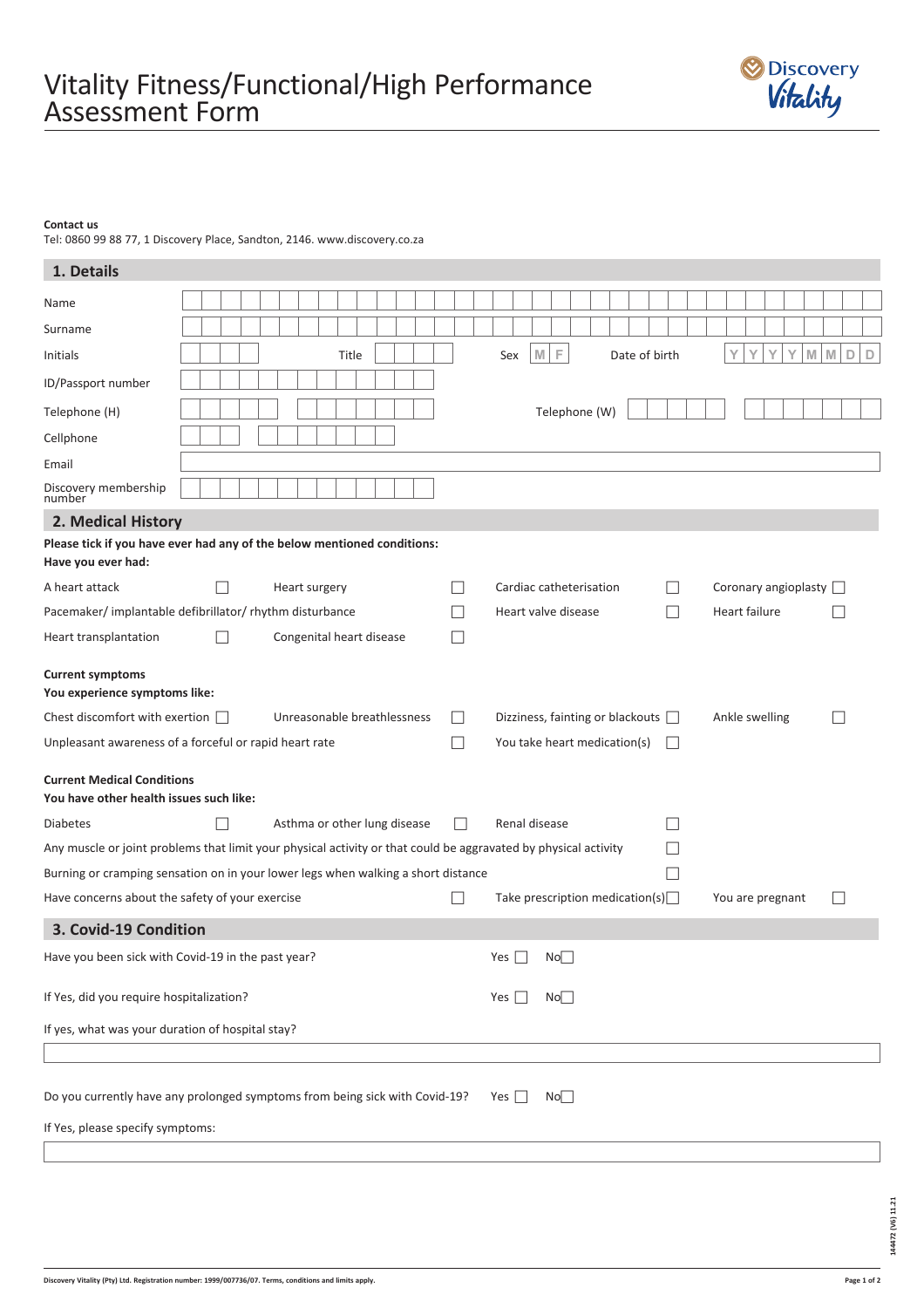# Vitality Fitness/Functional/High Performance Assessment Form

**Contact us**
Tel: 0860 99 88 77, 1 Discovery Place, Sandton, 2146. www.discovery.co.za

## 1. Details

Name

Surname

Initials &nbsp;&nbsp; Title &nbsp;&nbsp; Sex M F &nbsp;&nbsp; Date of birth Y Y Y Y M M D D

ID/Passport number

Telephone (H) &nbsp;&nbsp; Telephone (W)

Cellphone

Email

Discovery membership number

## 2. Medical History

**Please tick if you have ever had any of the below mentioned conditions:**
**Have you ever had:**

- A heart attack ☐
- Heart surgery ☐
- Cardiac catheterisation ☐
- Coronary angioplasty ☐
- Pacemaker/ implantable defibrillator/ rhythm disturbance ☐
- Heart valve disease ☐
- Heart failure ☐
- Heart transplantation ☐
- Congenital heart disease ☐

**Current symptoms**
**You experience symptoms like:**

- Chest discomfort with exertion ☐
- Unreasonable breathlessness ☐
- Dizziness, fainting or blackouts ☐
- Ankle swelling ☐
- Unpleasant awareness of a forceful or rapid heart rate ☐
- You take heart medication(s) ☐

**Current Medical Conditions**
**You have other health issues such like:**

- Diabetes ☐
- Asthma or other lung disease ☐
- Renal disease ☐
- Any muscle or joint problems that limit your physical activity or that could be aggravated by physical activity ☐
- Burning or cramping sensation on in your lower legs when walking a short distance ☐
- Have concerns about the safety of your exercise ☐
- Take prescription medication(s) ☐
- You are pregnant ☐

## 3. Covid-19 Condition

Have you been sick with Covid-19 in the past year? Yes ☐ No ☐

If Yes, did you require hospitalization? Yes ☐ No ☐

If yes, what was your duration of hospital stay?

Do you currently have any prolonged symptoms from being sick with Covid-19? Yes ☐ No ☐

If Yes, please specify symptoms:

Discovery Vitality (Pty) Ltd. Registration number: 1999/007736/07. Terms, conditions and limits apply.

144472 (V6) 11.21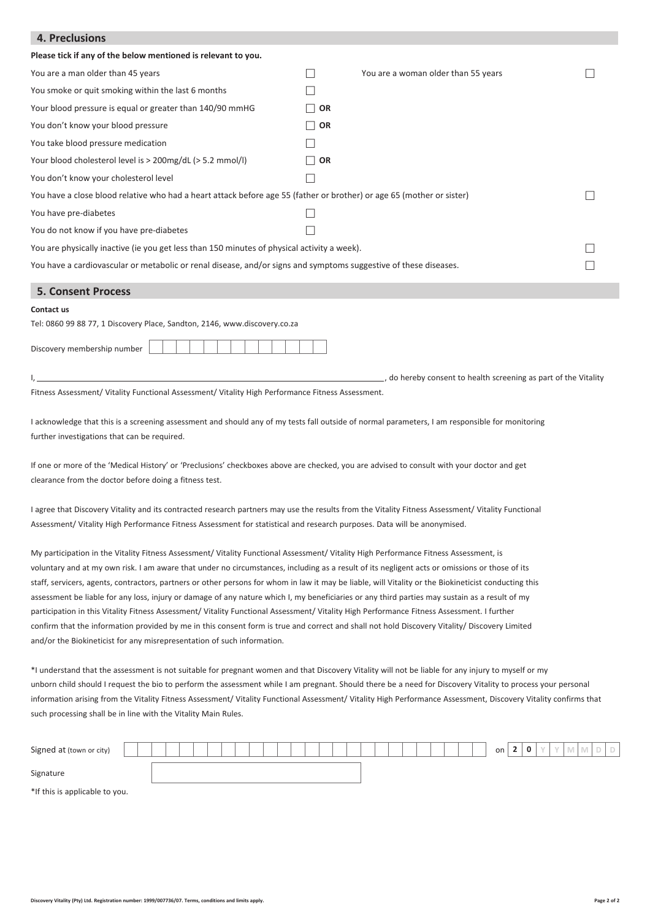## 4. Preclusions

**Please tick if any of the below mentioned is relevant to you.**

| | | | |
|---|---|---|---|
| You are a man older than 45 years | ☐ | You are a woman older than 55 years | ☐ |
| You smoke or quit smoking within the last 6 months | ☐ | | |
| Your blood pressure is equal or greater than 140/90 mmHG | ☐ **OR** | | |
| You don't know your blood pressure | ☐ **OR** | | |
| You take blood pressure medication | ☐ | | |
| Your blood cholesterol level is > 200mg/dL (> 5.2 mmol/l) | ☐ **OR** | | |
| You don't know your cholesterol level | ☐ | | |
| You have a close blood relative who had a heart attack before age 55 (father or brother) or age 65 (mother or sister) | | | ☐ |
| You have pre-diabetes | ☐ | | |
| You do not know if you have pre-diabetes | ☐ | | |
| You are physically inactive (ie you get less than 150 minutes of physical activity a week). | | | ☐ |
| You have a cardiovascular or metabolic or renal disease, and/or signs and symptoms suggestive of these diseases. | | | ☐ |

## 5. Consent Process

**Contact us**

Tel: 0860 99 88 77, 1 Discovery Place, Sandton, 2146, www.discovery.co.za

Discovery membership number

I, \_\_\_\_\_\_\_\_\_\_\_\_\_\_\_\_\_\_\_\_\_\_\_\_\_\_\_\_\_\_\_\_\_\_\_\_\_\_\_\_\_\_\_\_, do hereby consent to health screening as part of the Vitality Fitness Assessment/ Vitality Functional Assessment/ Vitality High Performance Fitness Assessment.

I acknowledge that this is a screening assessment and should any of my tests fall outside of normal parameters, I am responsible for monitoring further investigations that can be required.

If one or more of the 'Medical History' or 'Preclusions' checkboxes above are checked, you are advised to consult with your doctor and get clearance from the doctor before doing a fitness test.

I agree that Discovery Vitality and its contracted research partners may use the results from the Vitality Fitness Assessment/ Vitality Functional Assessment/ Vitality High Performance Fitness Assessment for statistical and research purposes. Data will be anonymised.

My participation in the Vitality Fitness Assessment/ Vitality Functional Assessment/ Vitality High Performance Fitness Assessment, is voluntary and at my own risk. I am aware that under no circumstances, including as a result of its negligent acts or omissions or those of its staff, servicers, agents, contractors, partners or other persons for whom in law it may be liable, will Vitality or the Biokineticist conducting this assessment be liable for any loss, injury or damage of any nature which I, my beneficiaries or any third parties may sustain as a result of my participation in this Vitality Fitness Assessment/ Vitality Functional Assessment/ Vitality High Performance Fitness Assessment. I further confirm that the information provided by me in this consent form is true and correct and shall not hold Discovery Vitality/ Discovery Limited and/or the Biokineticist for any misrepresentation of such information.

*I understand that the assessment is not suitable for pregnant women and that Discovery Vitality will not be liable for any injury to myself or my unborn child should I request the bio to perform the assessment while I am pregnant. Should there be a need for Discovery Vitality to process your personal information arising from the Vitality Fitness Assessment/ Vitality Functional Assessment/ Vitality High Performance Assessment, Discovery Vitality confirms that such processing shall be in line with the Vitality Main Rules.

Signed at (town or city) \_\_\_\_\_\_\_\_\_\_\_\_\_\_\_\_ on 2 0 Y Y M M D D

Signature

*If this is applicable to you.

Discovery Vitality (Pty) Ltd. Registration number: 1999/007736/07. Terms, conditions and limits apply.